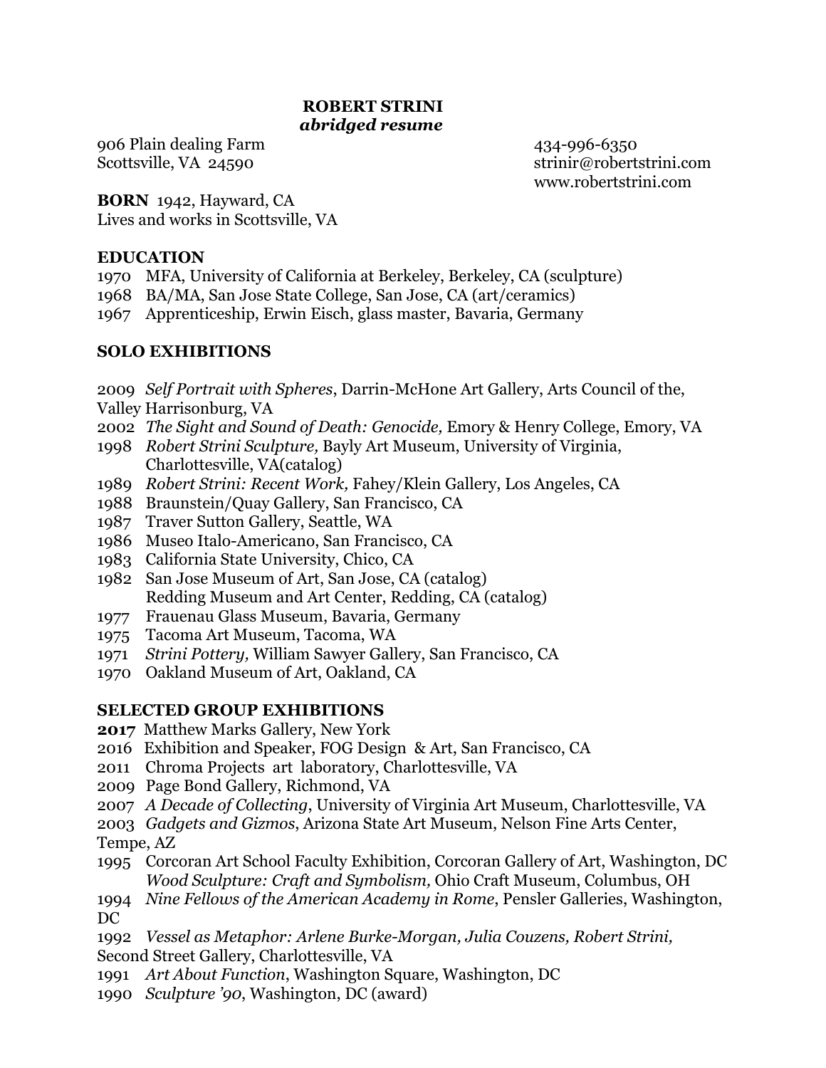# ROBERT STRINI
***abridged resume***

906 Plain dealing Farm
Scottsville, VA 24590

434-996-6350
strinir@robertstrini.com
www.robertstrini.com

**BORN** 1942, Hayward, CA
Lives and works in Scottsville, VA

## EDUCATION

1970 MFA, University of California at Berkeley, Berkeley, CA (sculpture)
1968 BA/MA, San Jose State College, San Jose, CA (art/ceramics)
1967 Apprenticeship, Erwin Eisch, glass master, Bavaria, Germany

## SOLO EXHIBITIONS

2009 *Self Portrait with Spheres*, Darrin-McHone Art Gallery, Arts Council of the, Valley Harrisonburg, VA
2002 *The Sight and Sound of Death: Genocide,* Emory & Henry College, Emory, VA
1998 *Robert Strini Sculpture,* Bayly Art Museum, University of Virginia, Charlottesville, VA(catalog)
1989 *Robert Strini: Recent Work,* Fahey/Klein Gallery, Los Angeles, CA
1988 Braunstein/Quay Gallery, San Francisco, CA
1987 Traver Sutton Gallery, Seattle, WA
1986 Museo Italo-Americano, San Francisco, CA
1983 California State University, Chico, CA
1982 San Jose Museum of Art, San Jose, CA (catalog)
Redding Museum and Art Center, Redding, CA (catalog)
1977 Frauenau Glass Museum, Bavaria, Germany
1975 Tacoma Art Museum, Tacoma, WA
1971 *Strini Pottery,* William Sawyer Gallery, San Francisco, CA
1970 Oakland Museum of Art, Oakland, CA

## SELECTED GROUP EXHIBITIONS

**2017** Matthew Marks Gallery, New York
2016 Exhibition and Speaker, FOG Design & Art, San Francisco, CA
2011 Chroma Projects art laboratory, Charlottesville, VA
2009 Page Bond Gallery, Richmond, VA
2007 *A Decade of Collecting*, University of Virginia Art Museum, Charlottesville, VA
2003 *Gadgets and Gizmos*, Arizona State Art Museum, Nelson Fine Arts Center, Tempe, AZ
1995 Corcoran Art School Faculty Exhibition, Corcoran Gallery of Art, Washington, DC
*Wood Sculpture: Craft and Symbolism,* Ohio Craft Museum, Columbus, OH
1994 *Nine Fellows of the American Academy in Rome*, Pensler Galleries, Washington, DC
1992 *Vessel as Metaphor: Arlene Burke-Morgan, Julia Couzens, Robert Strini,* Second Street Gallery, Charlottesville, VA
1991 *Art About Function*, Washington Square, Washington, DC
1990 *Sculpture '90*, Washington, DC (award)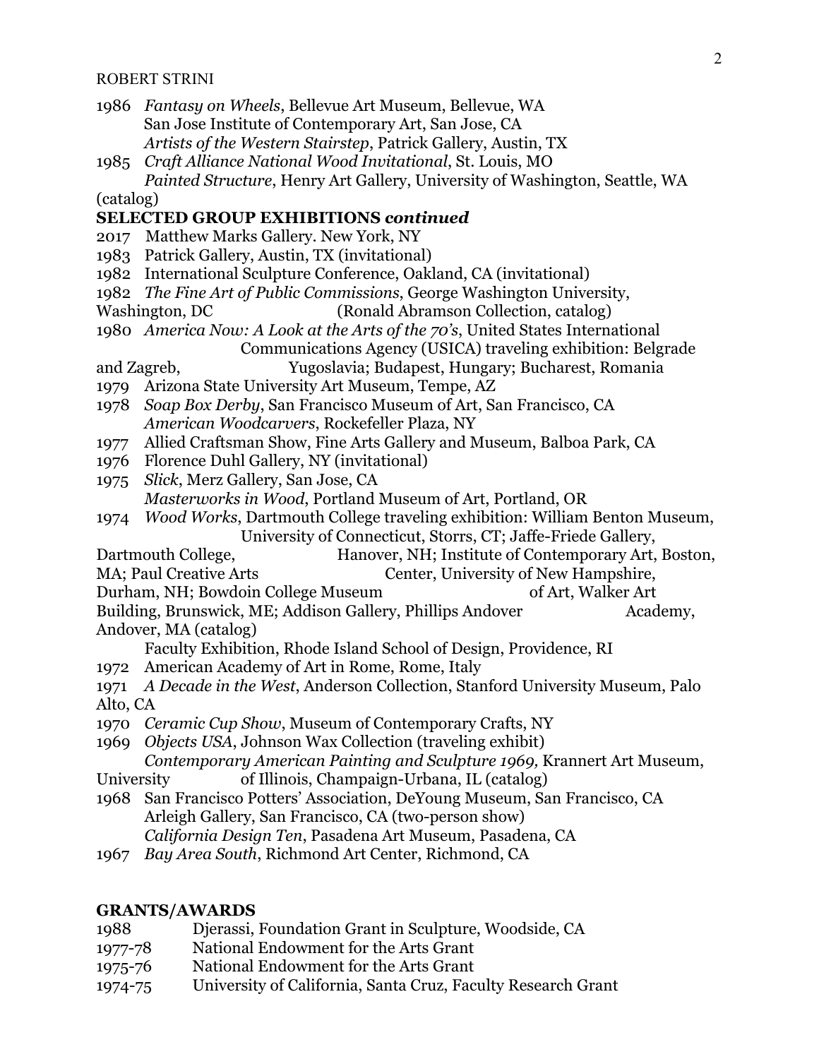1986 *Fantasy on Wheels*, Bellevue Art Museum, Bellevue, WA
San Jose Institute of Contemporary Art, San Jose, CA
*Artists of the Western Stairstep*, Patrick Gallery, Austin, TX

1985 *Craft Alliance National Wood Invitational*, St. Louis, MO
*Painted Structure*, Henry Art Gallery, University of Washington, Seattle, WA (catalog)

**SELECTED GROUP EXHIBITIONS *continued***

2017 Matthew Marks Gallery. New York, NY

1983 Patrick Gallery, Austin, TX (invitational)

1982 International Sculpture Conference, Oakland, CA (invitational)

1982 *The Fine Art of Public Commissions*, George Washington University, Washington, DC (Ronald Abramson Collection, catalog)

1980 *America Now: A Look at the Arts of the 70's*, United States International Communications Agency (USICA) traveling exhibition: Belgrade and Zagreb, Yugoslavia; Budapest, Hungary; Bucharest, Romania

1979 Arizona State University Art Museum, Tempe, AZ

1978 *Soap Box Derby*, San Francisco Museum of Art, San Francisco, CA
*American Woodcarvers*, Rockefeller Plaza, NY

1977 Allied Craftsman Show, Fine Arts Gallery and Museum, Balboa Park, CA

1976 Florence Duhl Gallery, NY (invitational)

1975 *Slick*, Merz Gallery, San Jose, CA
*Masterworks in Wood*, Portland Museum of Art, Portland, OR

1974 *Wood Works*, Dartmouth College traveling exhibition: William Benton Museum, University of Connecticut, Storrs, CT; Jaffe-Friede Gallery, Dartmouth College, Hanover, NH; Institute of Contemporary Art, Boston, MA; Paul Creative Arts Center, University of New Hampshire, Durham, NH; Bowdoin College Museum of Art, Walker Art Building, Brunswick, ME; Addison Gallery, Phillips Andover Academy, Andover, MA (catalog)
Faculty Exhibition, Rhode Island School of Design, Providence, RI

1972 American Academy of Art in Rome, Rome, Italy

1971 *A Decade in the West*, Anderson Collection, Stanford University Museum, Palo Alto, CA

1970 *Ceramic Cup Show*, Museum of Contemporary Crafts, NY

1969 *Objects USA*, Johnson Wax Collection (traveling exhibit)
*Contemporary American Painting and Sculpture 1969,* Krannert Art Museum, University of Illinois, Champaign-Urbana, IL (catalog)

1968 San Francisco Potters' Association, DeYoung Museum, San Francisco, CA
Arleigh Gallery, San Francisco, CA (two-person show)
*California Design Ten*, Pasadena Art Museum, Pasadena, CA

1967 *Bay Area South*, Richmond Art Center, Richmond, CA

**GRANTS/AWARDS**

1988 Djerassi, Foundation Grant in Sculpture, Woodside, CA

1977-78 National Endowment for the Arts Grant

1975-76 National Endowment for the Arts Grant

1974-75 University of California, Santa Cruz, Faculty Research Grant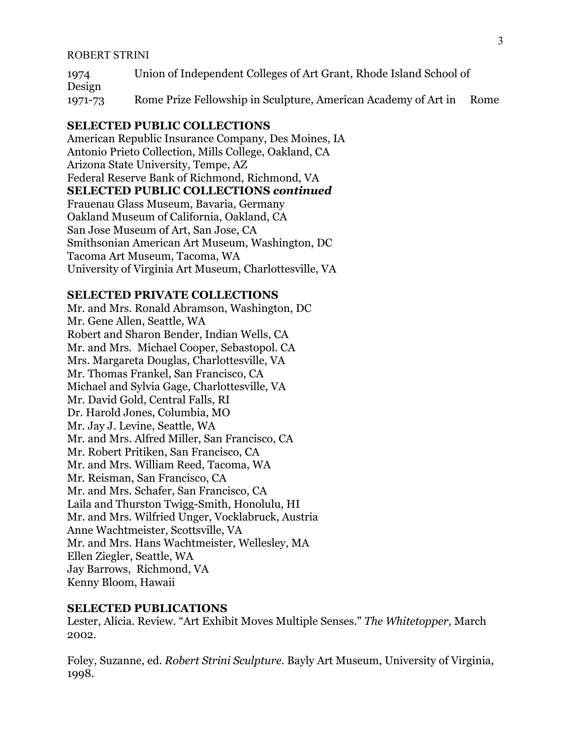1974 Union of Independent Colleges of Art Grant, Rhode Island School of Design

1971-73 Rome Prize Fellowship in Sculpture, American Academy of Art in Rome

## SELECTED PUBLIC COLLECTIONS

American Republic Insurance Company, Des Moines, IA
Antonio Prieto Collection, Mills College, Oakland, CA
Arizona State University, Tempe, AZ
Federal Reserve Bank of Richmond, Richmond, VA

## SELECTED PUBLIC COLLECTIONS *continued*

Frauenau Glass Museum, Bavaria, Germany
Oakland Museum of California, Oakland, CA
San Jose Museum of Art, San Jose, CA
Smithsonian American Art Museum, Washington, DC
Tacoma Art Museum, Tacoma, WA
University of Virginia Art Museum, Charlottesville, VA

## SELECTED PRIVATE COLLECTIONS

Mr. and Mrs. Ronald Abramson, Washington, DC
Mr. Gene Allen, Seattle, WA
Robert and Sharon Bender, Indian Wells, CA
Mr. and Mrs. Michael Cooper, Sebastopol. CA
Mrs. Margareta Douglas, Charlottesville, VA
Mr. Thomas Frankel, San Francisco, CA
Michael and Sylvia Gage, Charlottesville, VA
Mr. David Gold, Central Falls, RI
Dr. Harold Jones, Columbia, MO
Mr. Jay J. Levine, Seattle, WA
Mr. and Mrs. Alfred Miller, San Francisco, CA
Mr. Robert Pritiken, San Francisco, CA
Mr. and Mrs. William Reed, Tacoma, WA
Mr. Reisman, San Francisco, CA
Mr. and Mrs. Schafer, San Francisco, CA
Laila and Thurston Twigg-Smith, Honolulu, HI
Mr. and Mrs. Wilfried Unger, Vocklabruck, Austria
Anne Wachtmeister, Scottsville, VA
Mr. and Mrs. Hans Wachtmeister, Wellesley, MA
Ellen Ziegler, Seattle, WA
Jay Barrows, Richmond, VA
Kenny Bloom, Hawaii

## SELECTED PUBLICATIONS

Lester, Alicia. Review. "Art Exhibit Moves Multiple Senses." *The Whitetopper,* March 2002.

Foley, Suzanne, ed. *Robert Strini Sculpture.* Bayly Art Museum, University of Virginia, 1998.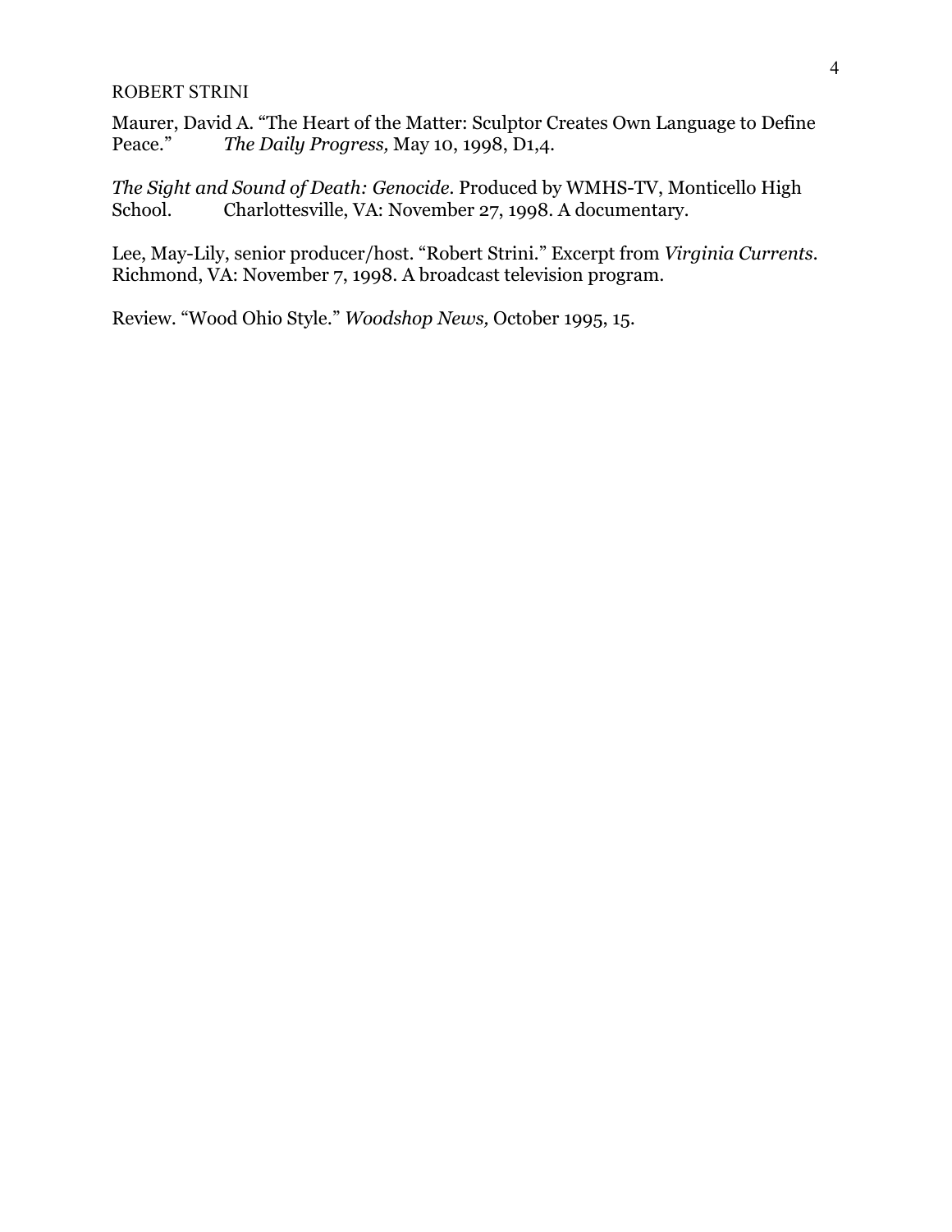Maurer, David A. "The Heart of the Matter: Sculptor Creates Own Language to Define Peace." *The Daily Progress,* May 10, 1998, D1,4.

*The Sight and Sound of Death: Genocide*. Produced by WMHS-TV, Monticello High School. Charlottesville, VA: November 27, 1998. A documentary.

Lee, May-Lily, senior producer/host. "Robert Strini." Excerpt from *Virginia Currents*. Richmond, VA: November 7, 1998. A broadcast television program.

Review. "Wood Ohio Style." *Woodshop News,* October 1995, 15.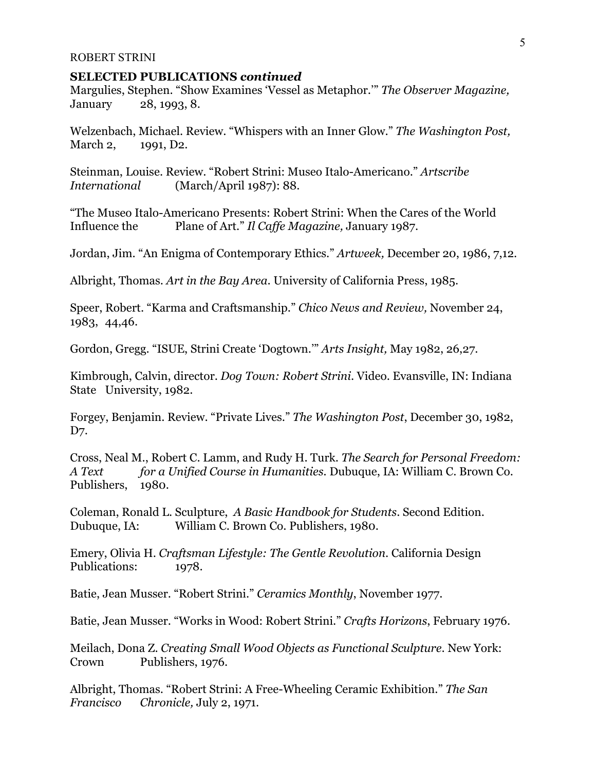## SELECTED PUBLICATIONS *continued*

Margulies, Stephen. "Show Examines 'Vessel as Metaphor.'" *The Observer Magazine,* January 28, 1993, 8.

Welzenbach, Michael. Review. "Whispers with an Inner Glow." *The Washington Post,* March 2, 1991, D2.

Steinman, Louise. Review. "Robert Strini: Museo Italo-Americano." *Artscribe International* (March/April 1987): 88.

"The Museo Italo-Americano Presents: Robert Strini: When the Cares of the World Influence the Plane of Art." *Il Caffe Magazine,* January 1987.

Jordan, Jim. "An Enigma of Contemporary Ethics." *Artweek,* December 20, 1986, 7,12.

Albright, Thomas. *Art in the Bay Area.* University of California Press, 1985.

Speer, Robert. "Karma and Craftsmanship." *Chico News and Review,* November 24, 1983, 44,46.

Gordon, Gregg. "ISUE, Strini Create 'Dogtown.'" *Arts Insight,* May 1982, 26,27.

Kimbrough, Calvin, director. *Dog Town: Robert Strini.* Video. Evansville, IN: Indiana State University, 1982.

Forgey, Benjamin. Review. "Private Lives." *The Washington Post*, December 30, 1982, D7.

Cross, Neal M., Robert C. Lamm, and Rudy H. Turk. *The Search for Personal Freedom: A Text for a Unified Course in Humanities.* Dubuque, IA: William C. Brown Co. Publishers, 1980.

Coleman, Ronald L. Sculpture, *A Basic Handbook for Students*. Second Edition. Dubuque, IA: William C. Brown Co. Publishers, 1980.

Emery, Olivia H. *Craftsman Lifestyle: The Gentle Revolution*. California Design Publications: 1978.

Batie, Jean Musser. "Robert Strini." *Ceramics Monthly*, November 1977.

Batie, Jean Musser. "Works in Wood: Robert Strini." *Crafts Horizons*, February 1976.

Meilach, Dona Z. *Creating Small Wood Objects as Functional Sculpture*. New York: Crown Publishers, 1976.

Albright, Thomas. "Robert Strini: A Free-Wheeling Ceramic Exhibition." *The San Francisco Chronicle,* July 2, 1971.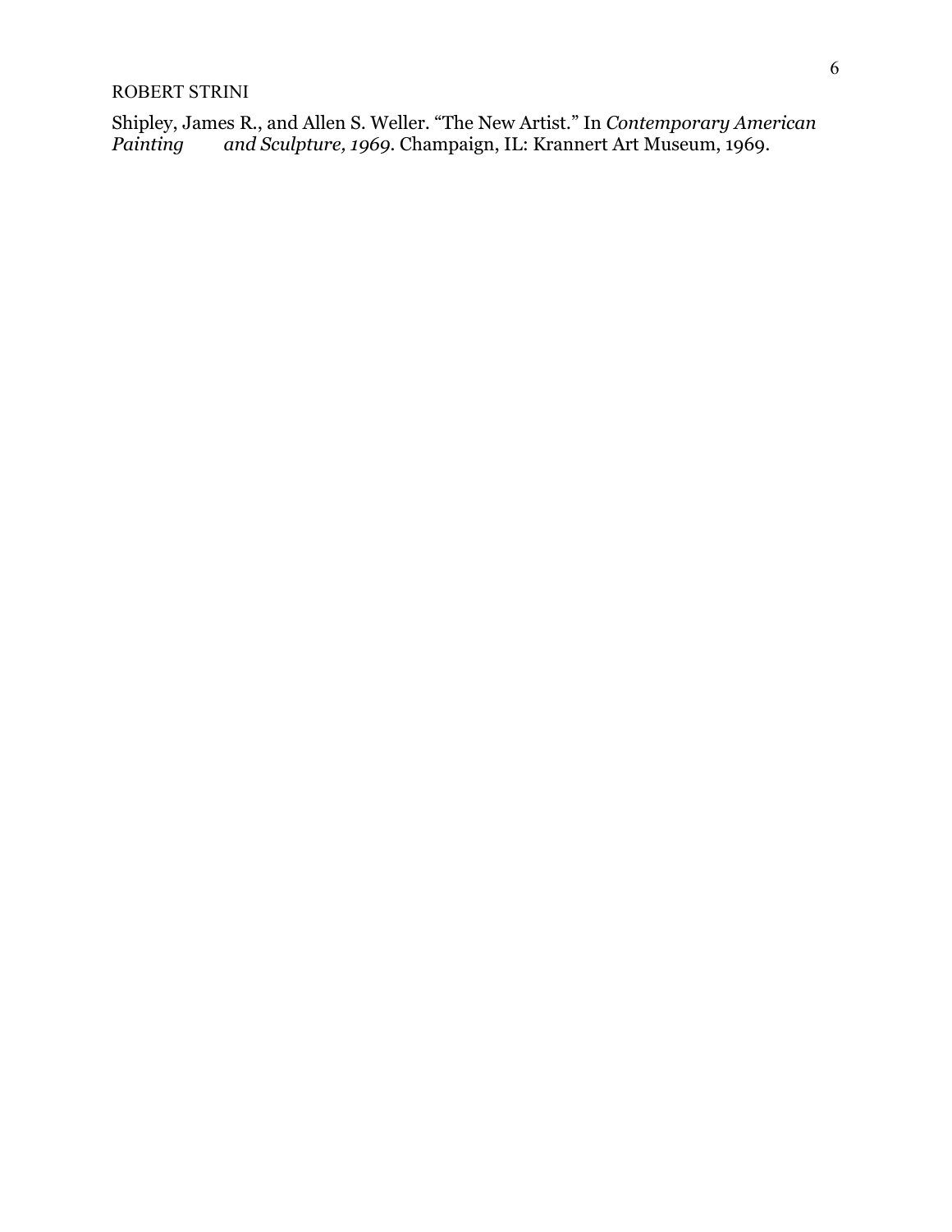Shipley, James R., and Allen S. Weller. "The New Artist." In *Contemporary American Painting and Sculpture, 1969*. Champaign, IL: Krannert Art Museum, 1969.